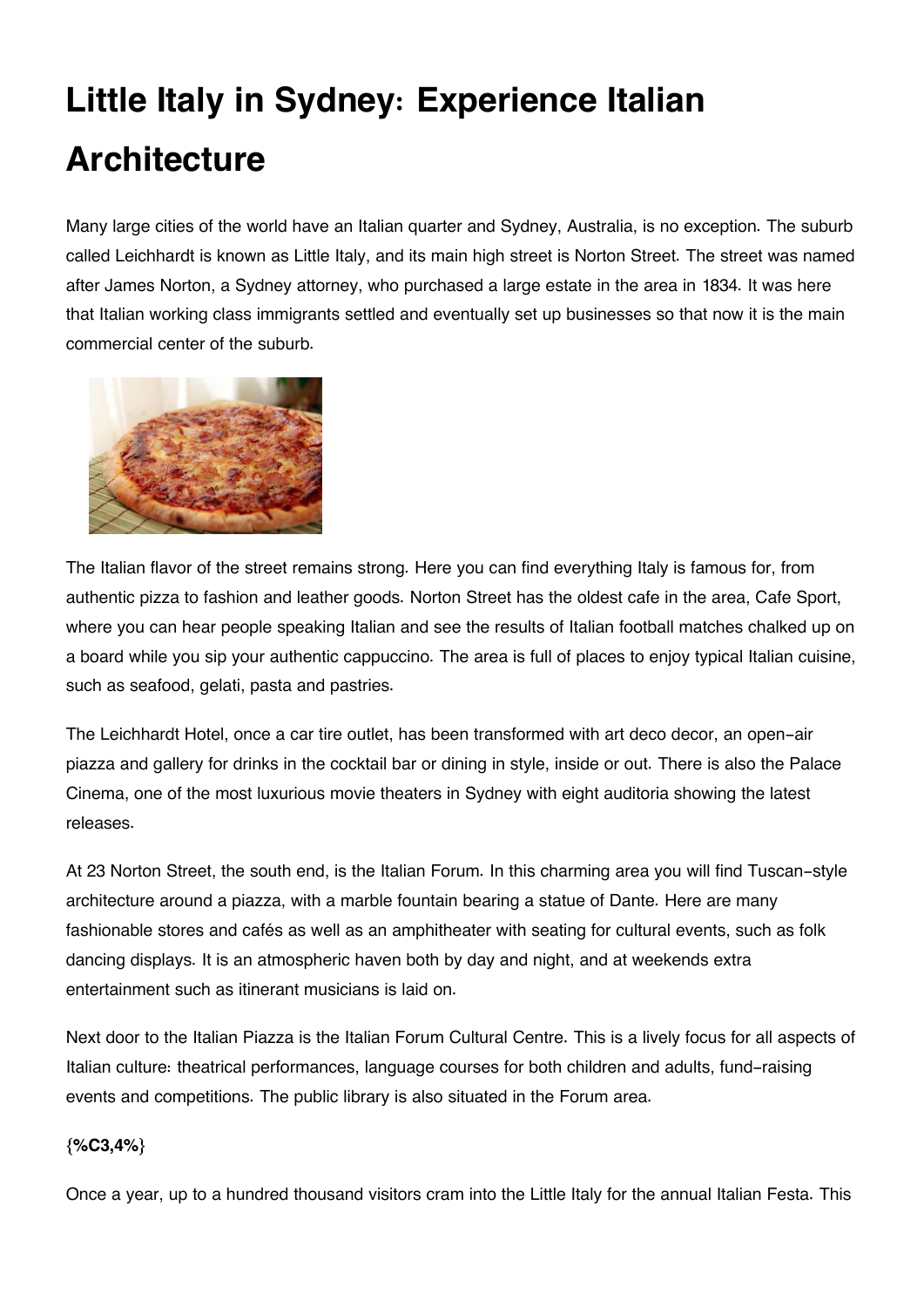# Little Italy in Sydney: Experience Italian Architecture

Many large cities of the world have an Italian quarter and Sydney, Australia, is no exception. The suburb called Leichhardt is known as Little Italy, and its main high street is Norton Street. The street was named after James Norton, a Sydney attorney, who purchased a large estate in the area in 1834. It was here that Italian working class immigrants settled and eventually set up businesses so that now it is the main commercial center of the suburb.

The Italian flavor of the street remains strong. Here you can find everything Italy is famous for, from authentic pizza to fashion and leather goods. Norton Street has the oldest cafe in the area, Cafe Sport, where you can hear people speaking Italian and see the results of Italian football matches chalked up on a board while you sip your authentic cappuccino. The area is full of places to enjoy typical Italian cuisine, such as seafood, gelati, pasta and pastries.

The Leichhardt Hotel, once a car tire outlet, has been transformed with art deco decor, an open-air piazza and gallery for drinks in the cocktail bar or dining in style, inside or out. There is also the Palace Cinema, one of the most luxurious movie theaters in Sydney with eight auditoria showing the latest releases.

At 23 Norton Street, the south end, is the Italian Forum. In this charming area you will find Tuscan-style architecture around a piazza, with a marble fountain bearing a statue of Dante. Here are many fashionable stores and cafés as well as an amphitheater with seating for cultural events, such as folk dancing displays. It is an atmospheric haven both by day and night, and at weekends extra entertainment such as itinerant musicians is laid on.

Next door to the Italian Piazza is the Italian Forum Cultural Centre. This is a lively focus for all aspects of Italian culture: theatrical performances, language courses for both children and adults, fund-raising events and competitions. The public library is also situated in the Forum area.

**{%C3,4%}**

Once a year, up to a hundred thousand visitors cram into the Little Italy for the annual Italian Festa. This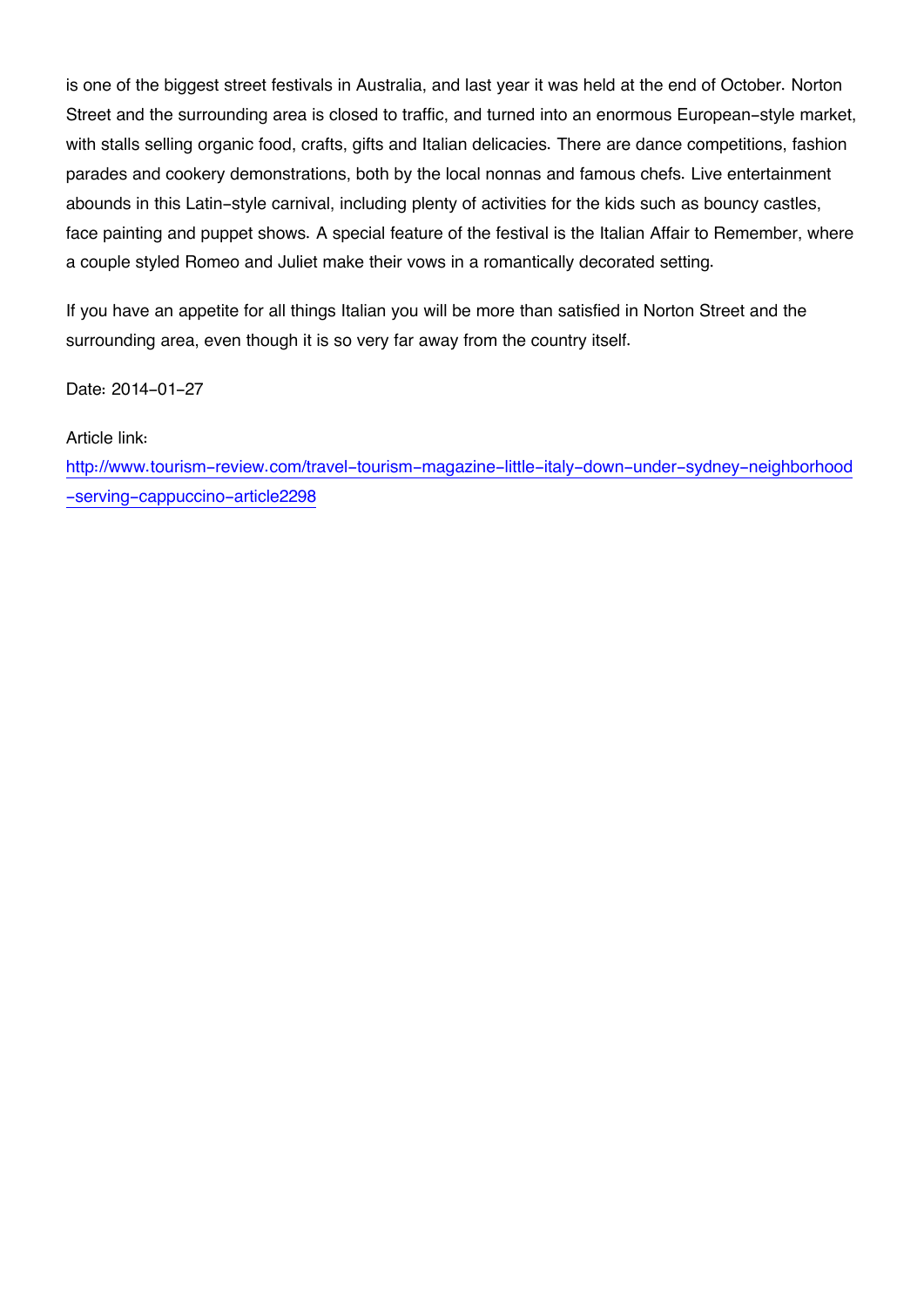is one of the biggest street festivals in Australia, and last year it was held at the end of October. Norton Street and the surrounding area is closed to traffic, and turned into an enormous European-style market, with stalls selling organic food, crafts, gifts and Italian delicacies. There are dance competitions, fashion parades and cookery demonstrations, both by the local nonnas and famous chefs. Live entertainment abounds in this Latin-style carnival, including plenty of activities for the kids such as bouncy castles, face painting and puppet shows. A special feature of the festival is the Italian Affair to Remember, where a couple styled Romeo and Juliet make their vows in a romantically decorated setting.

If you have an appetite for all things Italian you will be more than satisfied in Norton Street and the surrounding area, even though it is so very far away from the country itself.

Date: 2014-01-27

Article link:
[http://www.tourism-review.com/travel-tourism-magazine-little-italy-down-under-sydney-neighborhood-serving-cappuccino-article2298](http://www.tourism-review.com/travel-tourism-magazine-little-italy-down-under-sydney-neighborhood-serving-cappuccino-article2298)